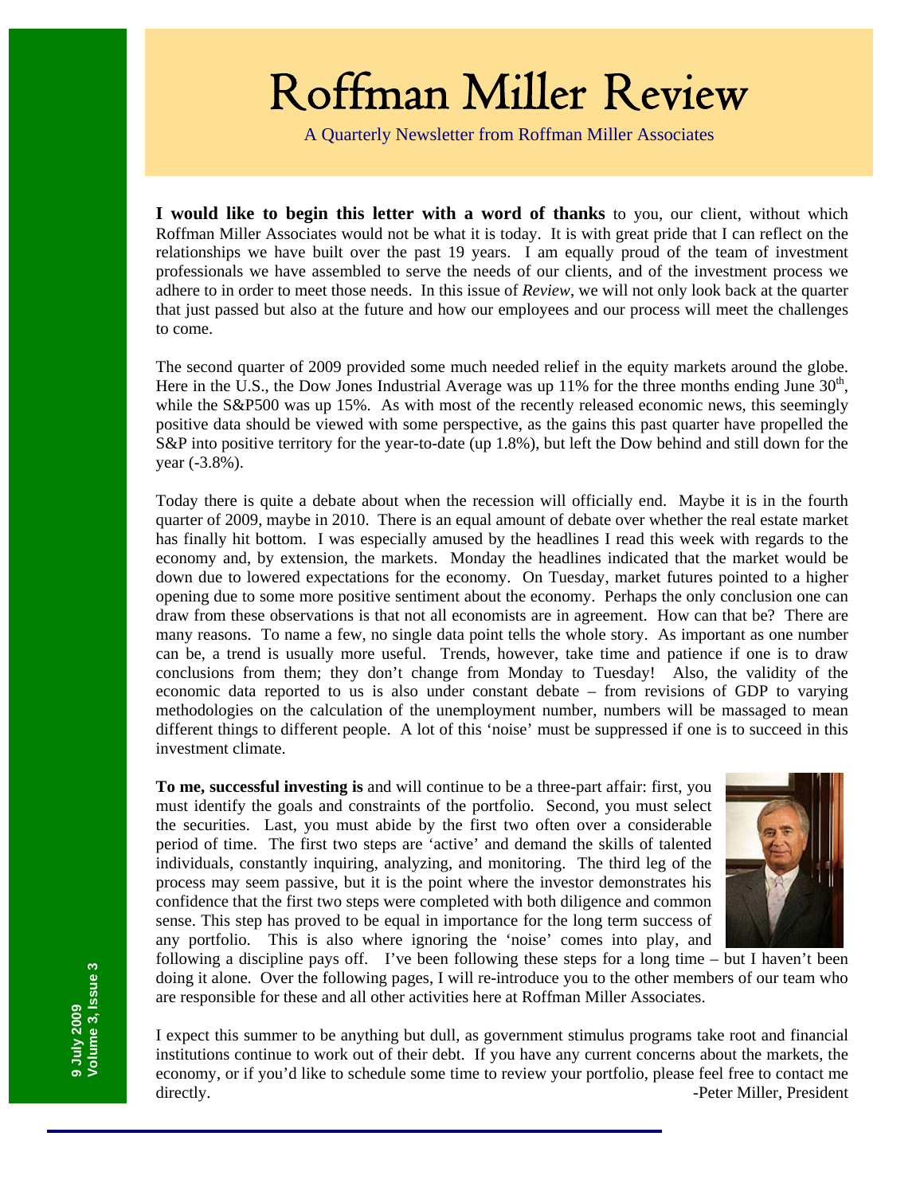# Roffman Miller Review

A Quarterly Newsletter from Roffman Miller Associates

**I would like to begin this letter with a word of thanks** to you, our client, without which Roffman Miller Associates would not be what it is today. It is with great pride that I can reflect on the relationships we have built over the past 19 years. I am equally proud of the team of investment professionals we have assembled to serve the needs of our clients, and of the investment process we adhere to in order to meet those needs. In this issue of *Review*, we will not only look back at the quarter that just passed but also at the future and how our employees and our process will meet the challenges to come.

The second quarter of 2009 provided some much needed relief in the equity markets around the globe. Here in the U.S., the Dow Jones Industrial Average was up 11% for the three months ending June 30th, while the S&P500 was up 15%. As with most of the recently released economic news, this seemingly positive data should be viewed with some perspective, as the gains this past quarter have propelled the S&P into positive territory for the year-to-date (up 1.8%), but left the Dow behind and still down for the year (-3.8%).

Today there is quite a debate about when the recession will officially end. Maybe it is in the fourth quarter of 2009, maybe in 2010. There is an equal amount of debate over whether the real estate market has finally hit bottom. I was especially amused by the headlines I read this week with regards to the economy and, by extension, the markets. Monday the headlines indicated that the market would be down due to lowered expectations for the economy. On Tuesday, market futures pointed to a higher opening due to some more positive sentiment about the economy. Perhaps the only conclusion one can draw from these observations is that not all economists are in agreement. How can that be? There are many reasons. To name a few, no single data point tells the whole story. As important as one number can be, a trend is usually more useful. Trends, however, take time and patience if one is to draw conclusions from them; they don't change from Monday to Tuesday! Also, the validity of the economic data reported to us is also under constant debate – from revisions of GDP to varying methodologies on the calculation of the unemployment number, numbers will be massaged to mean different things to different people. A lot of this 'noise' must be suppressed if one is to succeed in this investment climate.

**To me, successful investing is** and will continue to be a three-part affair: first, you must identify the goals and constraints of the portfolio. Second, you must select the securities. Last, you must abide by the first two often over a considerable period of time. The first two steps are 'active' and demand the skills of talented individuals, constantly inquiring, analyzing, and monitoring. The third leg of the process may seem passive, but it is the point where the investor demonstrates his confidence that the first two steps were completed with both diligence and common sense. This step has proved to be equal in importance for the long term success of any portfolio. This is also where ignoring the 'noise' comes into play, and following a discipline pays off. I've been following these steps for a long time – but I haven't been doing it alone. Over the following pages, I will re-introduce you to the other members of our team who are responsible for these and all other activities here at Roffman Miller Associates.

I expect this summer to be anything but dull, as government stimulus programs take root and financial institutions continue to work out of their debt. If you have any current concerns about the markets, the economy, or if you'd like to schedule some time to review your portfolio, please feel free to contact me directly.

-Peter Miller, President

9 July 2009
Volume 3, Issue 3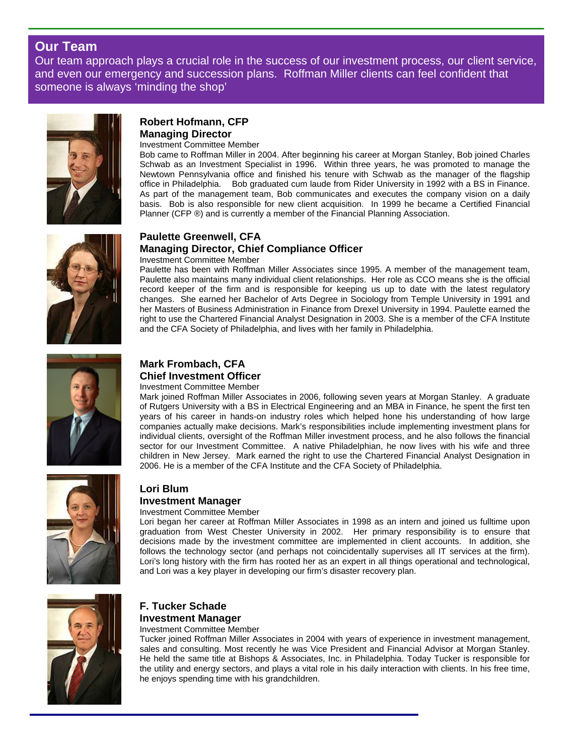## Our Team

Our team approach plays a crucial role in the success of our investment process, our client service, and even our emergency and succession plans. Roffman Miller clients can feel confident that someone is always 'minding the shop'

### Robert Hofmann, CFP
### Managing Director

Investment Committee Member

Bob came to Roffman Miller in 2004. After beginning his career at Morgan Stanley, Bob joined Charles Schwab as an Investment Specialist in 1996. Within three years, he was promoted to manage the Newtown Pennsylvania office and finished his tenure with Schwab as the manager of the flagship office in Philadelphia. Bob graduated cum laude from Rider University in 1992 with a BS in Finance. As part of the management team, Bob communicates and executes the company vision on a daily basis. Bob is also responsible for new client acquisition. In 1999 he became a Certified Financial Planner (CFP ®) and is currently a member of the Financial Planning Association.

### Paulette Greenwell, CFA
### Managing Director, Chief Compliance Officer

Investment Committee Member

Paulette has been with Roffman Miller Associates since 1995. A member of the management team, Paulette also maintains many individual client relationships. Her role as CCO means she is the official record keeper of the firm and is responsible for keeping us up to date with the latest regulatory changes. She earned her Bachelor of Arts Degree in Sociology from Temple University in 1991 and her Masters of Business Administration in Finance from Drexel University in 1994. Paulette earned the right to use the Chartered Financial Analyst Designation in 2003. She is a member of the CFA Institute and the CFA Society of Philadelphia, and lives with her family in Philadelphia.

### Mark Frombach, CFA
### Chief Investment Officer

Investment Committee Member

Mark joined Roffman Miller Associates in 2006, following seven years at Morgan Stanley. A graduate of Rutgers University with a BS in Electrical Engineering and an MBA in Finance, he spent the first ten years of his career in hands-on industry roles which helped hone his understanding of how large companies actually make decisions. Mark's responsibilities include implementing investment plans for individual clients, oversight of the Roffman Miller investment process, and he also follows the financial sector for our Investment Committee. A native Philadelphian, he now lives with his wife and three children in New Jersey. Mark earned the right to use the Chartered Financial Analyst Designation in 2006. He is a member of the CFA Institute and the CFA Society of Philadelphia.

### Lori Blum
### Investment Manager

Investment Committee Member

Lori began her career at Roffman Miller Associates in 1998 as an intern and joined us fulltime upon graduation from West Chester University in 2002. Her primary responsibility is to ensure that decisions made by the investment committee are implemented in client accounts. In addition, she follows the technology sector (and perhaps not coincidentally supervises all IT services at the firm). Lori's long history with the firm has rooted her as an expert in all things operational and technological, and Lori was a key player in developing our firm's disaster recovery plan.

### F. Tucker Schade
### Investment Manager

Investment Committee Member

Tucker joined Roffman Miller Associates in 2004 with years of experience in investment management, sales and consulting. Most recently he was Vice President and Financial Advisor at Morgan Stanley. He held the same title at Bishops & Associates, Inc. in Philadelphia. Today Tucker is responsible for the utility and energy sectors, and plays a vital role in his daily interaction with clients. In his free time, he enjoys spending time with his grandchildren.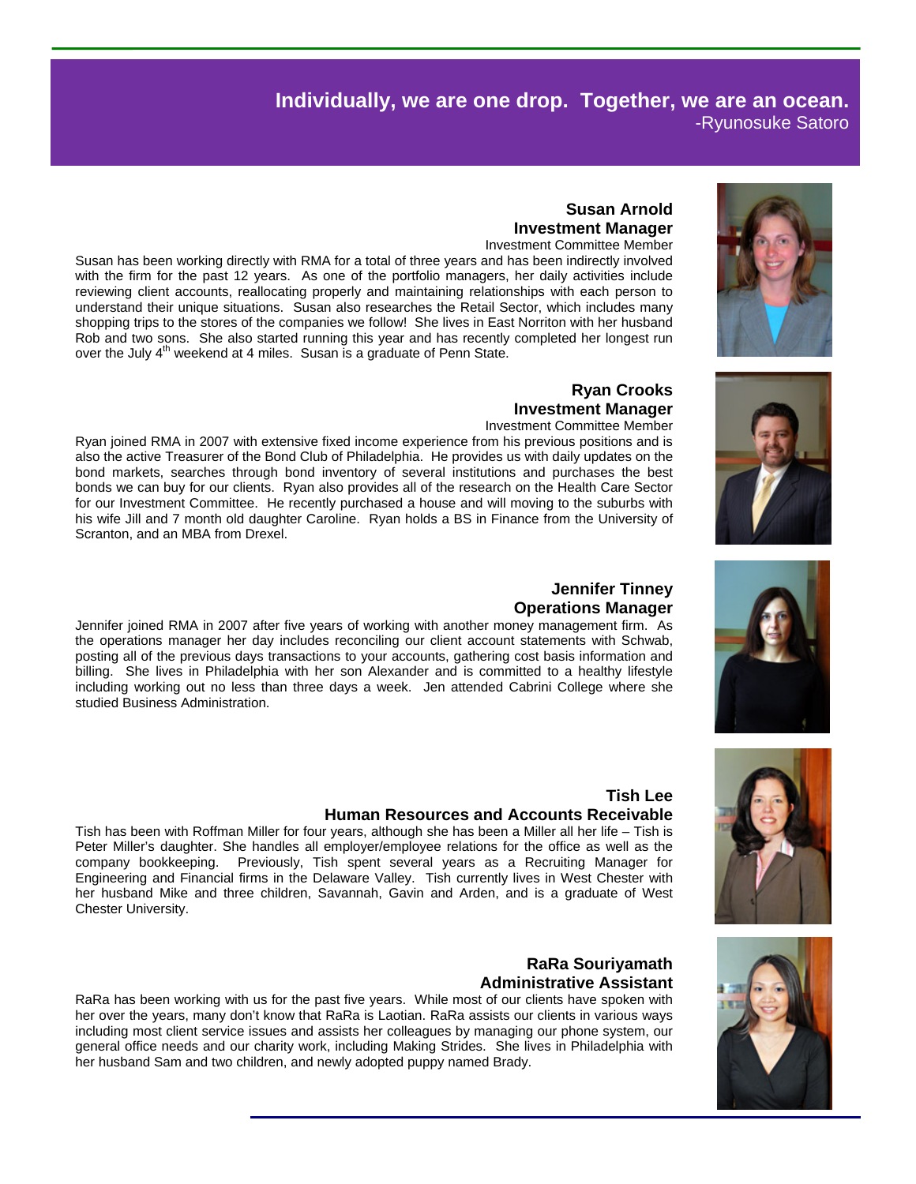**Individually, we are one drop. Together, we are an ocean.**
-Ryunosuke Satoro

### Susan Arnold
### Investment Manager

Investment Committee Member

Susan has been working directly with RMA for a total of three years and has been indirectly involved with the firm for the past 12 years. As one of the portfolio managers, her daily activities include reviewing client accounts, reallocating properly and maintaining relationships with each person to understand their unique situations. Susan also researches the Retail Sector, which includes many shopping trips to the stores of the companies we follow! She lives in East Norriton with her husband Rob and two sons. She also started running this year and has recently completed her longest run over the July 4th weekend at 4 miles. Susan is a graduate of Penn State.

### Ryan Crooks
### Investment Manager

Investment Committee Member

Ryan joined RMA in 2007 with extensive fixed income experience from his previous positions and is also the active Treasurer of the Bond Club of Philadelphia. He provides us with daily updates on the bond markets, searches through bond inventory of several institutions and purchases the best bonds we can buy for our clients. Ryan also provides all of the research on the Health Care Sector for our Investment Committee. He recently purchased a house and will moving to the suburbs with his wife Jill and 7 month old daughter Caroline. Ryan holds a BS in Finance from the University of Scranton, and an MBA from Drexel.

### Jennifer Tinney
### Operations Manager

Jennifer joined RMA in 2007 after five years of working with another money management firm. As the operations manager her day includes reconciling our client account statements with Schwab, posting all of the previous days transactions to your accounts, gathering cost basis information and billing. She lives in Philadelphia with her son Alexander and is committed to a healthy lifestyle including working out no less than three days a week. Jen attended Cabrini College where she studied Business Administration.

### Tish Lee
### Human Resources and Accounts Receivable

Tish has been with Roffman Miller for four years, although she has been a Miller all her life – Tish is Peter Miller's daughter. She handles all employer/employee relations for the office as well as the company bookkeeping. Previously, Tish spent several years as a Recruiting Manager for Engineering and Financial firms in the Delaware Valley. Tish currently lives in West Chester with her husband Mike and three children, Savannah, Gavin and Arden, and is a graduate of West Chester University.

### RaRa Souriyamath
### Administrative Assistant

RaRa has been working with us for the past five years. While most of our clients have spoken with her over the years, many don't know that RaRa is Laotian. RaRa assists our clients in various ways including most client service issues and assists her colleagues by managing our phone system, our general office needs and our charity work, including Making Strides. She lives in Philadelphia with her husband Sam and two children, and newly adopted puppy named Brady.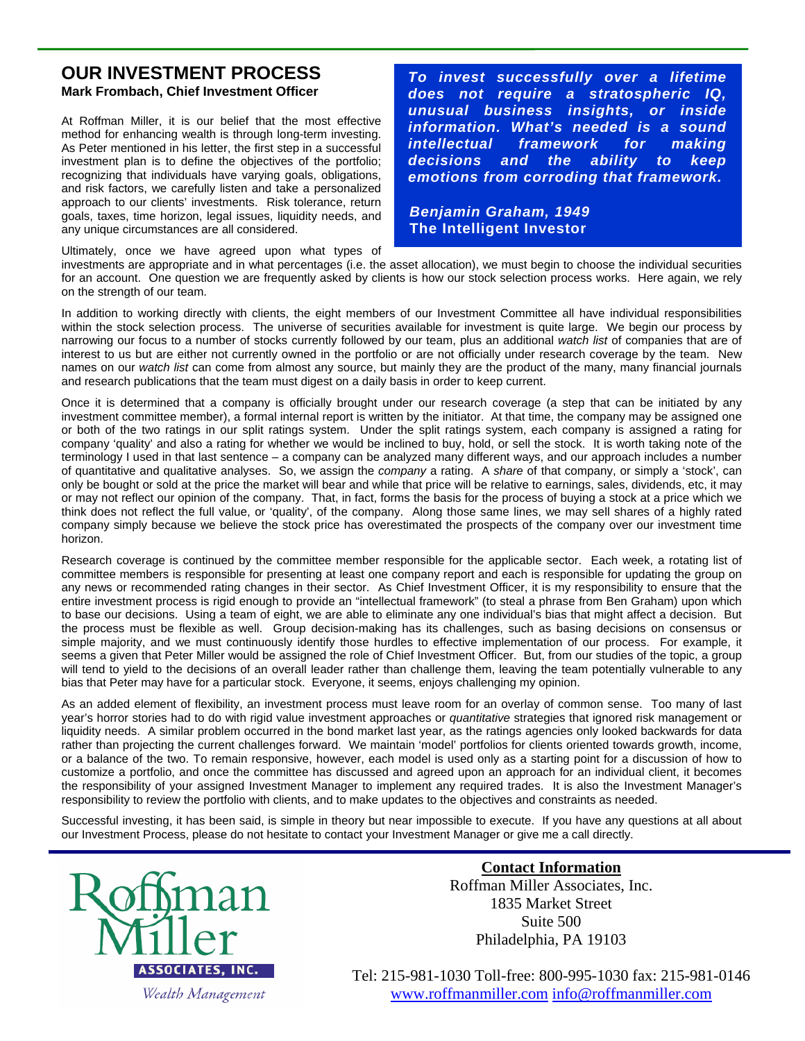## OUR INVESTMENT PROCESS

**Mark Frombach, Chief Investment Officer**

> ***To invest successfully over a lifetime does not require a stratospheric IQ, unusual business insights, or inside information. What's needed is a sound intellectual framework for making decisions and the ability to keep emotions from corroding that framework.***
>
> ***Benjamin Graham, 1949***
> **The Intelligent Investor**

At Roffman Miller, it is our belief that the most effective method for enhancing wealth is through long-term investing. As Peter mentioned in his letter, the first step in a successful investment plan is to define the objectives of the portfolio; recognizing that individuals have varying goals, obligations, and risk factors, we carefully listen and take a personalized approach to our clients' investments. Risk tolerance, return goals, taxes, time horizon, legal issues, liquidity needs, and any unique circumstances are all considered.

Ultimately, once we have agreed upon what types of investments are appropriate and in what percentages (i.e. the asset allocation), we must begin to choose the individual securities for an account. One question we are frequently asked by clients is how our stock selection process works. Here again, we rely on the strength of our team.

In addition to working directly with clients, the eight members of our Investment Committee all have individual responsibilities within the stock selection process. The universe of securities available for investment is quite large. We begin our process by narrowing our focus to a number of stocks currently followed by our team, plus an additional *watch list* of companies that are of interest to us but are either not currently owned in the portfolio or are not officially under research coverage by the team. New names on our *watch list* can come from almost any source, but mainly they are the product of the many, many financial journals and research publications that the team must digest on a daily basis in order to keep current.

Once it is determined that a company is officially brought under our research coverage (a step that can be initiated by any investment committee member), a formal internal report is written by the initiator. At that time, the company may be assigned one or both of the two ratings in our split ratings system. Under the split ratings system, each company is assigned a rating for company 'quality' and also a rating for whether we would be inclined to buy, hold, or sell the stock. It is worth taking note of the terminology I used in that last sentence – a company can be analyzed many different ways, and our approach includes a number of quantitative and qualitative analyses. So, we assign the *company* a rating. A *share* of that company, or simply a 'stock', can only be bought or sold at the price the market will bear and while that price will be relative to earnings, sales, dividends, etc, it may or may not reflect our opinion of the company. That, in fact, forms the basis for the process of buying a stock at a price which we think does not reflect the full value, or 'quality', of the company. Along those same lines, we may sell shares of a highly rated company simply because we believe the stock price has overestimated the prospects of the company over our investment time horizon.

Research coverage is continued by the committee member responsible for the applicable sector. Each week, a rotating list of committee members is responsible for presenting at least one company report and each is responsible for updating the group on any news or recommended rating changes in their sector. As Chief Investment Officer, it is my responsibility to ensure that the entire investment process is rigid enough to provide an "intellectual framework" (to steal a phrase from Ben Graham) upon which to base our decisions. Using a team of eight, we are able to eliminate any one individual's bias that might affect a decision. But the process must be flexible as well. Group decision-making has its challenges, such as basing decisions on consensus or simple majority, and we must continuously identify those hurdles to effective implementation of our process. For example, it seems a given that Peter Miller would be assigned the role of Chief Investment Officer. But, from our studies of the topic, a group will tend to yield to the decisions of an overall leader rather than challenge them, leaving the team potentially vulnerable to any bias that Peter may have for a particular stock. Everyone, it seems, enjoys challenging my opinion.

As an added element of flexibility, an investment process must leave room for an overlay of common sense. Too many of last year's horror stories had to do with rigid value investment approaches or *quantitative* strategies that ignored risk management or liquidity needs. A similar problem occurred in the bond market last year, as the ratings agencies only looked backwards for data rather than projecting the current challenges forward. We maintain 'model' portfolios for clients oriented towards growth, income, or a balance of the two. To remain responsive, however, each model is used only as a starting point for a discussion of how to customize a portfolio, and once the committee has discussed and agreed upon an approach for an individual client, it becomes the responsibility of your assigned Investment Manager to implement any required trades. It is also the Investment Manager's responsibility to review the portfolio with clients, and to make updates to the objectives and constraints as needed.

Successful investing, it has been said, is simple in theory but near impossible to execute. If you have any questions at all about our Investment Process, please do not hesitate to contact your Investment Manager or give me a call directly.

Roffman Miller
ASSOCIATES, INC.
*Wealth Management*

**Contact Information**

Roffman Miller Associates, Inc.
1835 Market Street
Suite 500
Philadelphia, PA 19103

Tel: 215-981-1030 Toll-free: 800-995-1030 fax: 215-981-0146
www.roffmanmiller.com info@roffmanmiller.com